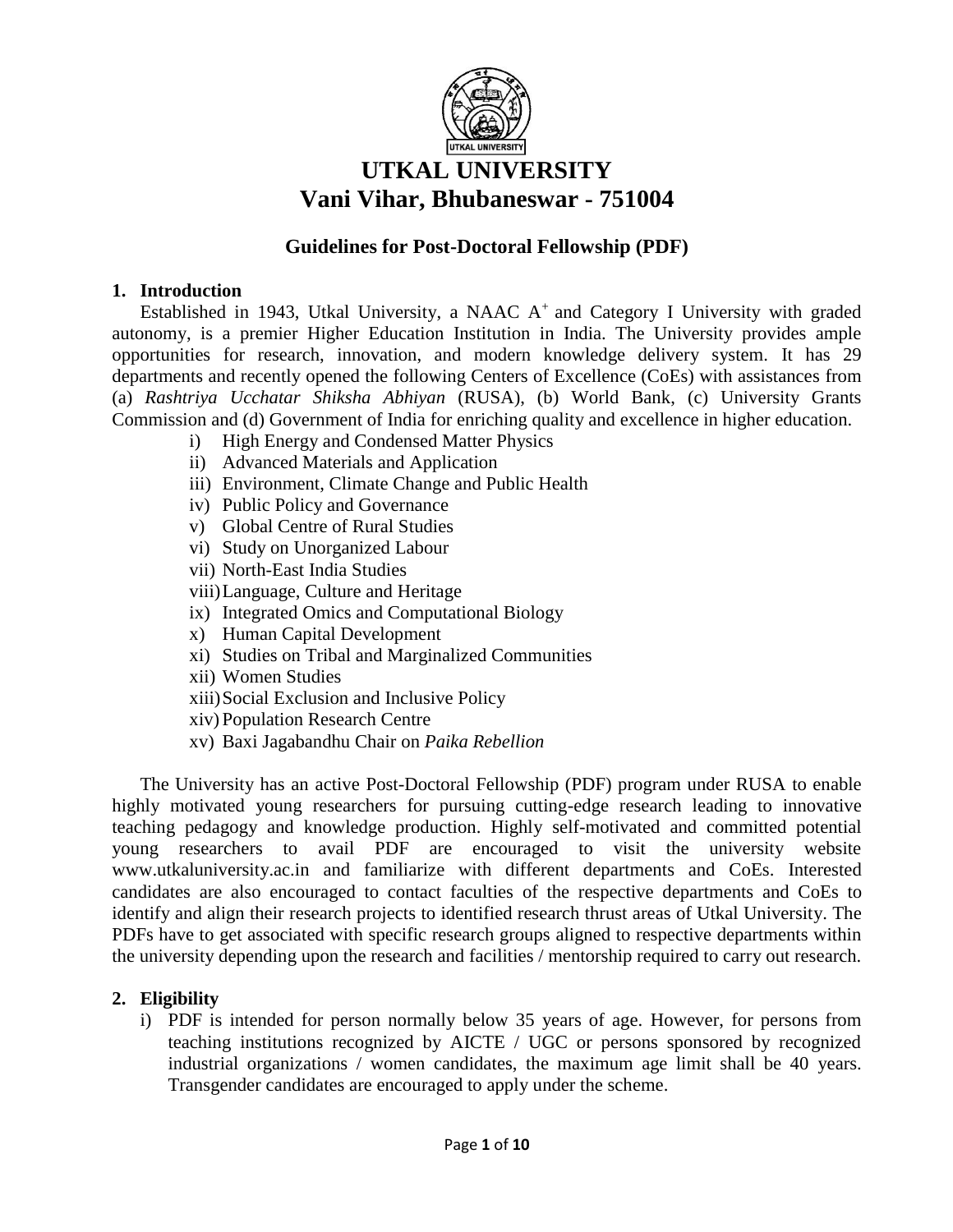# UTKAL UNIVERSITY
# Vani Vihar, Bhubaneswar - 751004

## Guidelines for Post-Doctoral Fellowship (PDF)

### 1. Introduction

Established in 1943, Utkal University, a NAAC $A^+$ and Category I University with graded autonomy, is a premier Higher Education Institution in India. The University provides ample opportunities for research, innovation, and modern knowledge delivery system. It has 29 departments and recently opened the following Centers of Excellence (CoEs) with assistances from (a) *Rashtriya Ucchatar Shiksha Abhiyan* (RUSA), (b) World Bank, (c) University Grants Commission and (d) Government of India for enriching quality and excellence in higher education.

i) High Energy and Condensed Matter Physics
ii) Advanced Materials and Application
iii) Environment, Climate Change and Public Health
iv) Public Policy and Governance
v) Global Centre of Rural Studies
vi) Study on Unorganized Labour
vii) North-East India Studies
viii) Language, Culture and Heritage
ix) Integrated Omics and Computational Biology
x) Human Capital Development
xi) Studies on Tribal and Marginalized Communities
xii) Women Studies
xiii) Social Exclusion and Inclusive Policy
xiv) Population Research Centre
xv) Baxi Jagabandhu Chair on *Paika Rebellion*

The University has an active Post-Doctoral Fellowship (PDF) program under RUSA to enable highly motivated young researchers for pursuing cutting-edge research leading to innovative teaching pedagogy and knowledge production. Highly self-motivated and committed potential young researchers to avail PDF are encouraged to visit the university website www.utkaluniversity.ac.in and familiarize with different departments and CoEs. Interested candidates are also encouraged to contact faculties of the respective departments and CoEs to identify and align their research projects to identified research thrust areas of Utkal University. The PDFs have to get associated with specific research groups aligned to respective departments within the university depending upon the research and facilities / mentorship required to carry out research.

### 2. Eligibility

i) PDF is intended for person normally below 35 years of age. However, for persons from teaching institutions recognized by AICTE / UGC or persons sponsored by recognized industrial organizations / women candidates, the maximum age limit shall be 40 years. Transgender candidates are encouraged to apply under the scheme.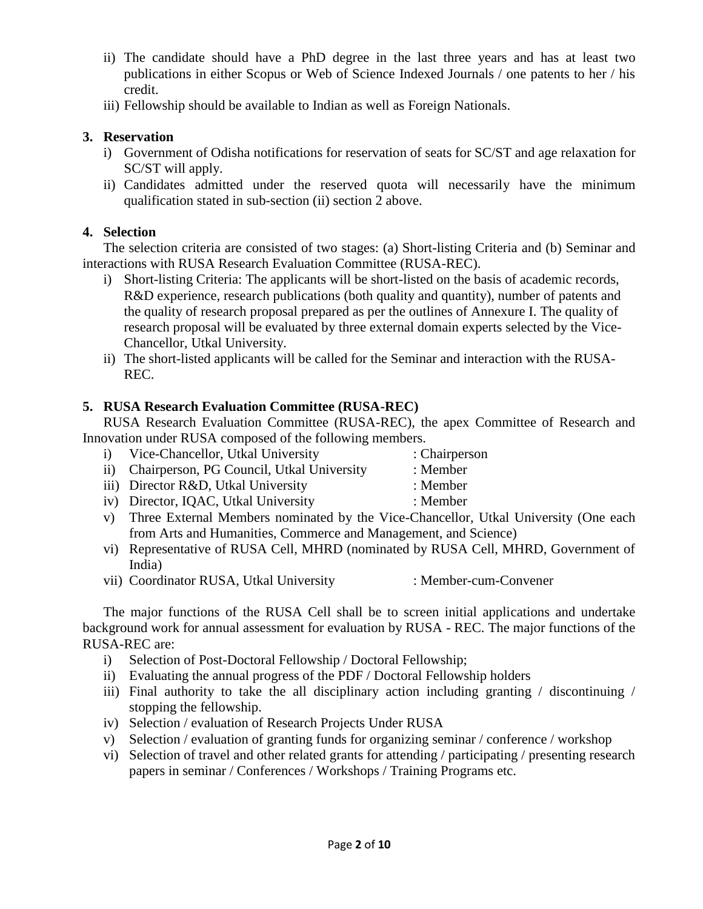ii) The candidate should have a PhD degree in the last three years and has at least two publications in either Scopus or Web of Science Indexed Journals / one patents to her / his credit.

iii) Fellowship should be available to Indian as well as Foreign Nationals.

**3. Reservation**

i) Government of Odisha notifications for reservation of seats for SC/ST and age relaxation for SC/ST will apply.

ii) Candidates admitted under the reserved quota will necessarily have the minimum qualification stated in sub-section (ii) section 2 above.

**4. Selection**

The selection criteria are consisted of two stages: (a) Short-listing Criteria and (b) Seminar and interactions with RUSA Research Evaluation Committee (RUSA-REC).

i) Short-listing Criteria: The applicants will be short-listed on the basis of academic records, R&D experience, research publications (both quality and quantity), number of patents and the quality of research proposal prepared as per the outlines of Annexure I. The quality of research proposal will be evaluated by three external domain experts selected by the Vice-Chancellor, Utkal University.

ii) The short-listed applicants will be called for the Seminar and interaction with the RUSA-REC.

**5. RUSA Research Evaluation Committee (RUSA-REC)**

RUSA Research Evaluation Committee (RUSA-REC), the apex Committee of Research and Innovation under RUSA composed of the following members.

i) Vice-Chancellor, Utkal University : Chairperson

ii) Chairperson, PG Council, Utkal University : Member

iii) Director R&D, Utkal University : Member

iv) Director, IQAC, Utkal University : Member

v) Three External Members nominated by the Vice-Chancellor, Utkal University (One each from Arts and Humanities, Commerce and Management, and Science)

vi) Representative of RUSA Cell, MHRD (nominated by RUSA Cell, MHRD, Government of India)

vii) Coordinator RUSA, Utkal University : Member-cum-Convener

The major functions of the RUSA Cell shall be to screen initial applications and undertake background work for annual assessment for evaluation by RUSA - REC. The major functions of the RUSA-REC are:

i) Selection of Post-Doctoral Fellowship / Doctoral Fellowship;

ii) Evaluating the annual progress of the PDF / Doctoral Fellowship holders

iii) Final authority to take the all disciplinary action including granting / discontinuing / stopping the fellowship.

iv) Selection / evaluation of Research Projects Under RUSA

v) Selection / evaluation of granting funds for organizing seminar / conference / workshop

vi) Selection of travel and other related grants for attending / participating / presenting research papers in seminar / Conferences / Workshops / Training Programs etc.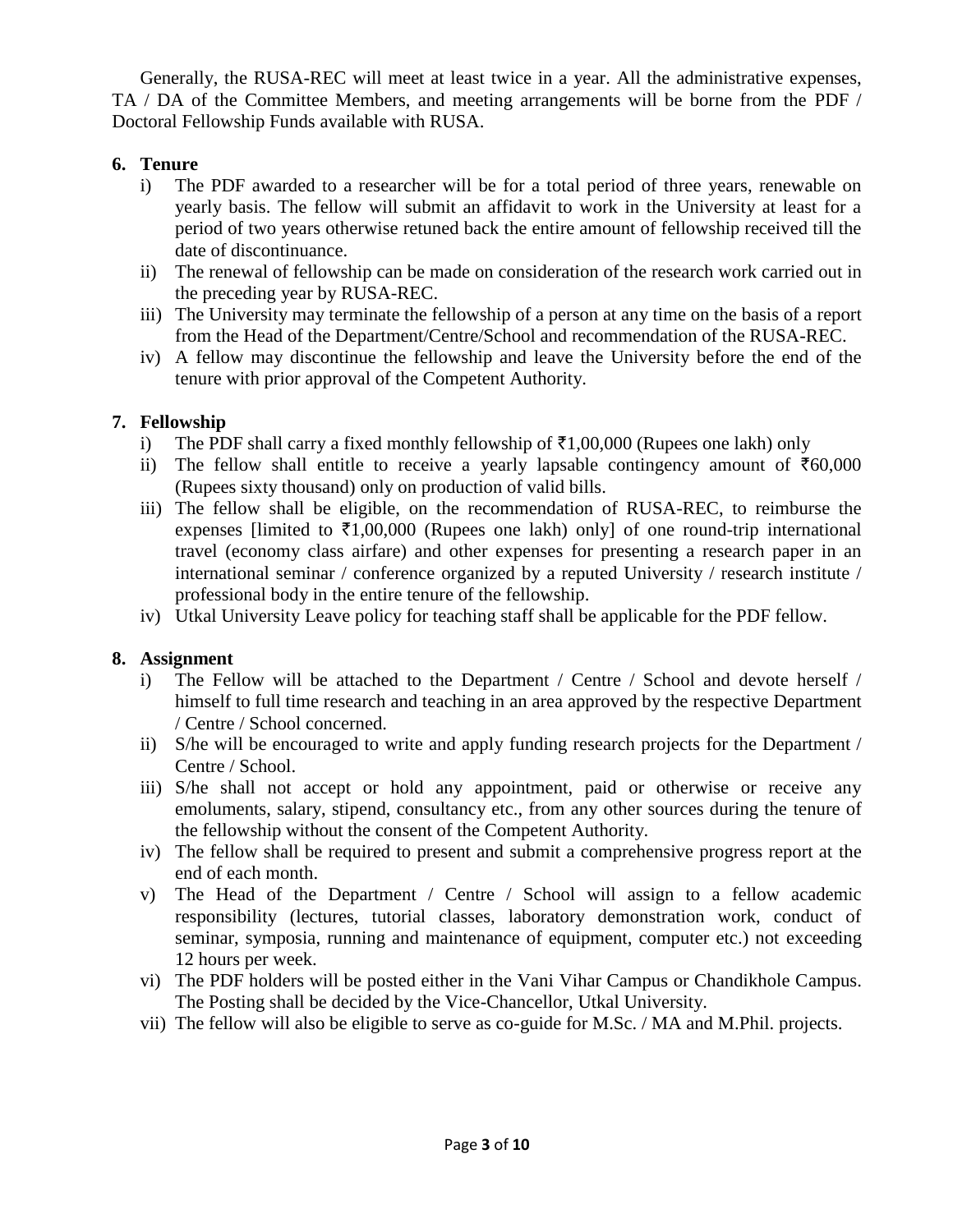Generally, the RUSA-REC will meet at least twice in a year. All the administrative expenses, TA / DA of the Committee Members, and meeting arrangements will be borne from the PDF / Doctoral Fellowship Funds available with RUSA.

**6. Tenure**

i) The PDF awarded to a researcher will be for a total period of three years, renewable on yearly basis. The fellow will submit an affidavit to work in the University at least for a period of two years otherwise retuned back the entire amount of fellowship received till the date of discontinuance.

ii) The renewal of fellowship can be made on consideration of the research work carried out in the preceding year by RUSA-REC.

iii) The University may terminate the fellowship of a person at any time on the basis of a report from the Head of the Department/Centre/School and recommendation of the RUSA-REC.

iv) A fellow may discontinue the fellowship and leave the University before the end of the tenure with prior approval of the Competent Authority.

**7. Fellowship**

i) The PDF shall carry a fixed monthly fellowship of ₹1,00,000 (Rupees one lakh) only

ii) The fellow shall entitle to receive a yearly lapsable contingency amount of ₹60,000 (Rupees sixty thousand) only on production of valid bills.

iii) The fellow shall be eligible, on the recommendation of RUSA-REC, to reimburse the expenses [limited to ₹1,00,000 (Rupees one lakh) only] of one round-trip international travel (economy class airfare) and other expenses for presenting a research paper in an international seminar / conference organized by a reputed University / research institute / professional body in the entire tenure of the fellowship.

iv) Utkal University Leave policy for teaching staff shall be applicable for the PDF fellow.

**8. Assignment**

i) The Fellow will be attached to the Department / Centre / School and devote herself / himself to full time research and teaching in an area approved by the respective Department / Centre / School concerned.

ii) S/he will be encouraged to write and apply funding research projects for the Department / Centre / School.

iii) S/he shall not accept or hold any appointment, paid or otherwise or receive any emoluments, salary, stipend, consultancy etc., from any other sources during the tenure of the fellowship without the consent of the Competent Authority.

iv) The fellow shall be required to present and submit a comprehensive progress report at the end of each month.

v) The Head of the Department / Centre / School will assign to a fellow academic responsibility (lectures, tutorial classes, laboratory demonstration work, conduct of seminar, symposia, running and maintenance of equipment, computer etc.) not exceeding 12 hours per week.

vi) The PDF holders will be posted either in the Vani Vihar Campus or Chandikhole Campus. The Posting shall be decided by the Vice-Chancellor, Utkal University.

vii) The fellow will also be eligible to serve as co-guide for M.Sc. / MA and M.Phil. projects.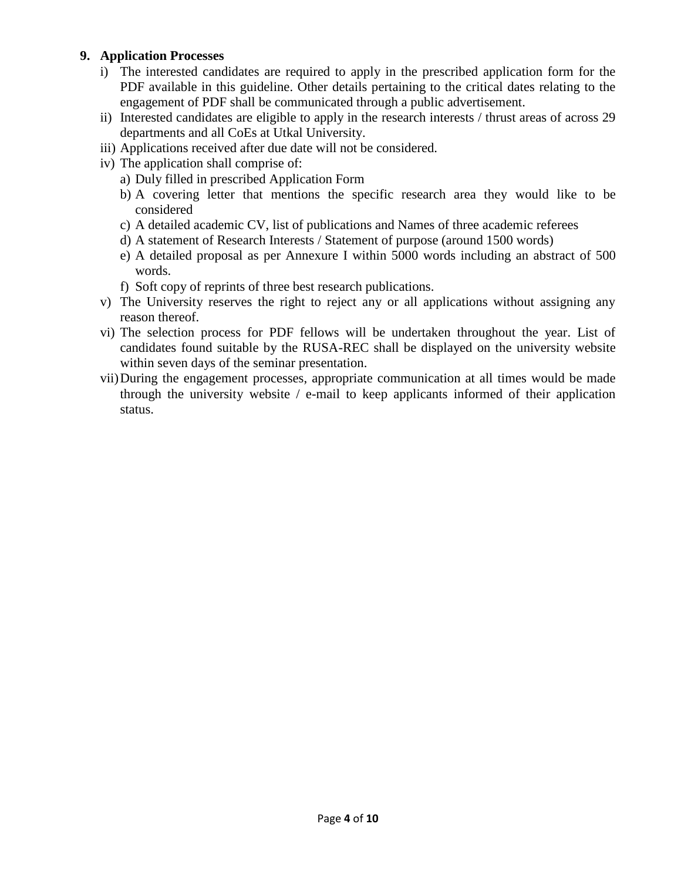## 9. Application Processes

i) The interested candidates are required to apply in the prescribed application form for the PDF available in this guideline. Other details pertaining to the critical dates relating to the engagement of PDF shall be communicated through a public advertisement.

ii) Interested candidates are eligible to apply in the research interests / thrust areas of across 29 departments and all CoEs at Utkal University.

iii) Applications received after due date will not be considered.

iv) The application shall comprise of:

   a) Duly filled in prescribed Application Form
   
   b) A covering letter that mentions the specific research area they would like to be considered
   
   c) A detailed academic CV, list of publications and Names of three academic referees
   
   d) A statement of Research Interests / Statement of purpose (around 1500 words)
   
   e) A detailed proposal as per Annexure I within 5000 words including an abstract of 500 words.
   
   f) Soft copy of reprints of three best research publications.

v) The University reserves the right to reject any or all applications without assigning any reason thereof.

vi) The selection process for PDF fellows will be undertaken throughout the year. List of candidates found suitable by the RUSA-REC shall be displayed on the university website within seven days of the seminar presentation.

vii) During the engagement processes, appropriate communication at all times would be made through the university website / e-mail to keep applicants informed of their application status.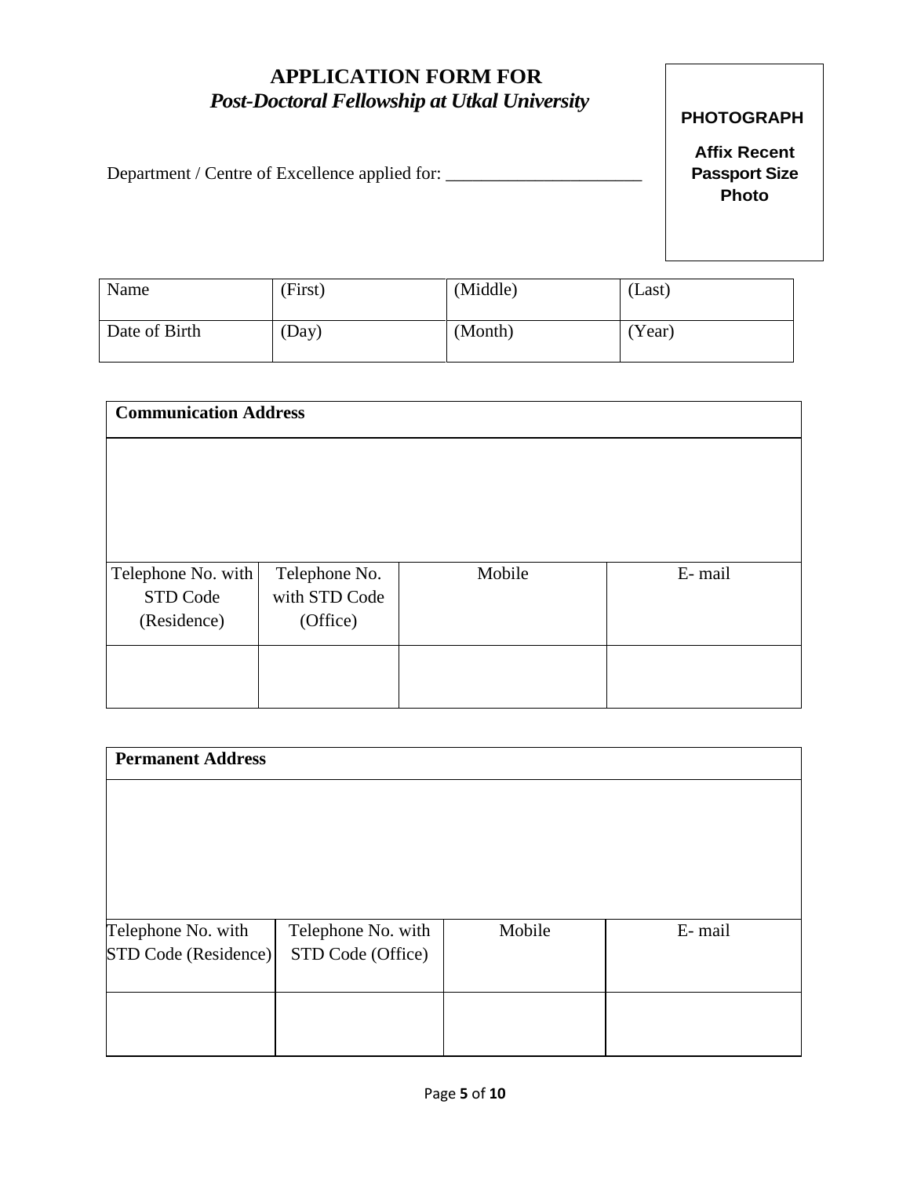# APPLICATION FORM FOR
## *Post-Doctoral Fellowship at Utkal University*

Department / Centre of Excellence applied for: ______________________

**PHOTOGRAPH**

**Affix Recent Passport Size Photo**

| Name | (First) | (Middle) | (Last) |
|---|---|---|---|
| Date of Birth | (Day) | (Month) | (Year) |

| **Communication Address** | | | |
|---|---|---|---|
| | | | |
| Telephone No. with STD Code (Residence) | Telephone No. with STD Code (Office) | Mobile | E- mail |
| | | | |

| **Permanent Address** | | | |
|---|---|---|---|
| | | | |
| Telephone No. with STD Code (Residence) | Telephone No. with STD Code (Office) | Mobile | E- mail |
| | | | |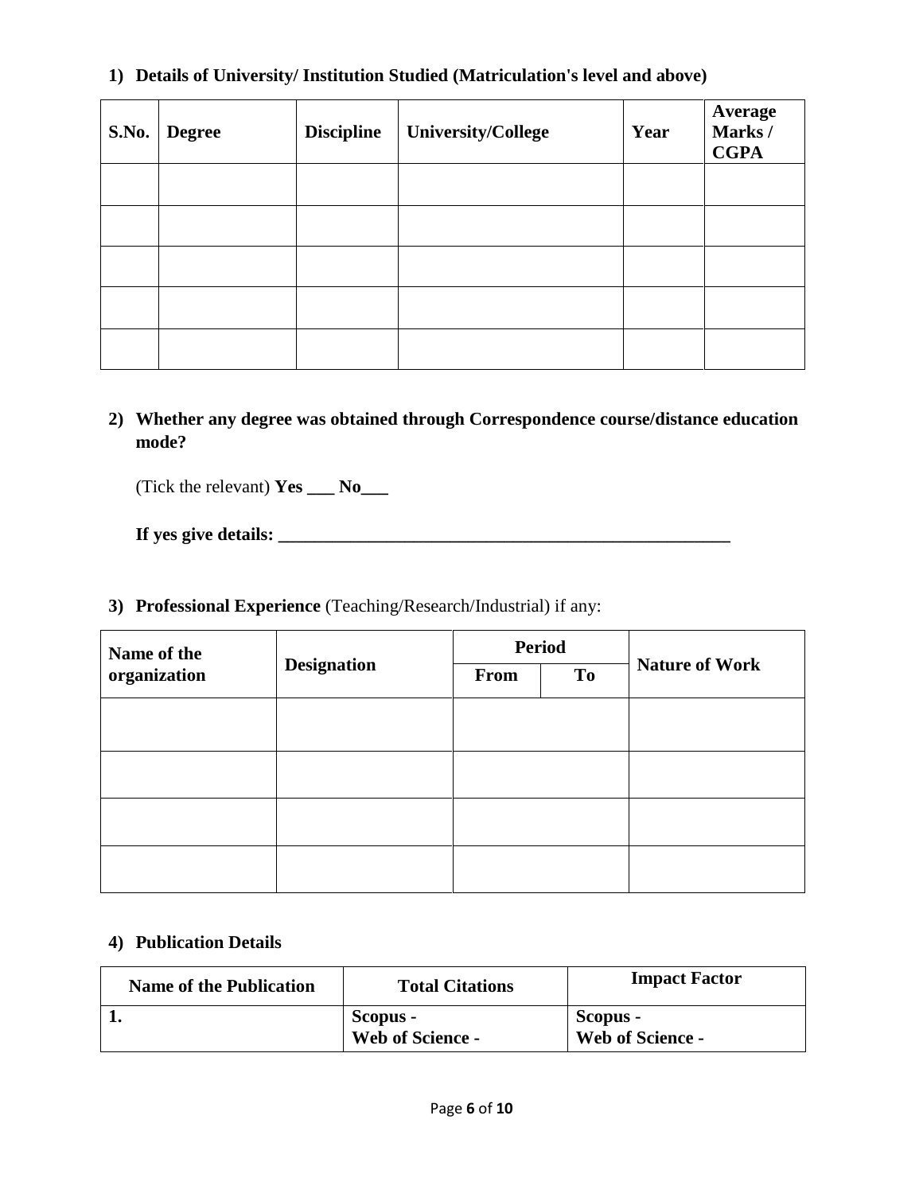**1) Details of University/ Institution Studied (Matriculation's level and above)**

| S.No. | Degree | Discipline | University/College | Year | Average Marks / CGPA |
|---|---|---|---|---|---|
| | | | | | |
| | | | | | |
| | | | | | |
| | | | | | |
| | | | | | |

**2) Whether any degree was obtained through Correspondence course/distance education mode?**

(Tick the relevant) **Yes \_\_\_ No\_\_\_**

**If yes give details: \_\_\_\_\_\_\_\_\_\_\_\_\_\_\_\_\_\_\_\_\_\_\_\_\_\_\_\_\_\_\_\_\_\_\_\_\_\_\_\_\_\_\_\_\_\_\_\_\_\_\_\_\_**

**3) Professional Experience** (Teaching/Research/Industrial) if any:

| Name of the organization | Designation | Period | | Nature of Work |
|---|---|---|---|---|
| | | From | To | |
| | | | | |
| | | | | |
| | | | | |
| | | | | |

**4) Publication Details**

| Name of the Publication | Total Citations | Impact Factor |
|---|---|---|
| **1.** | **Scopus -**<br>**Web of Science -** | **Scopus -**<br>**Web of Science -** |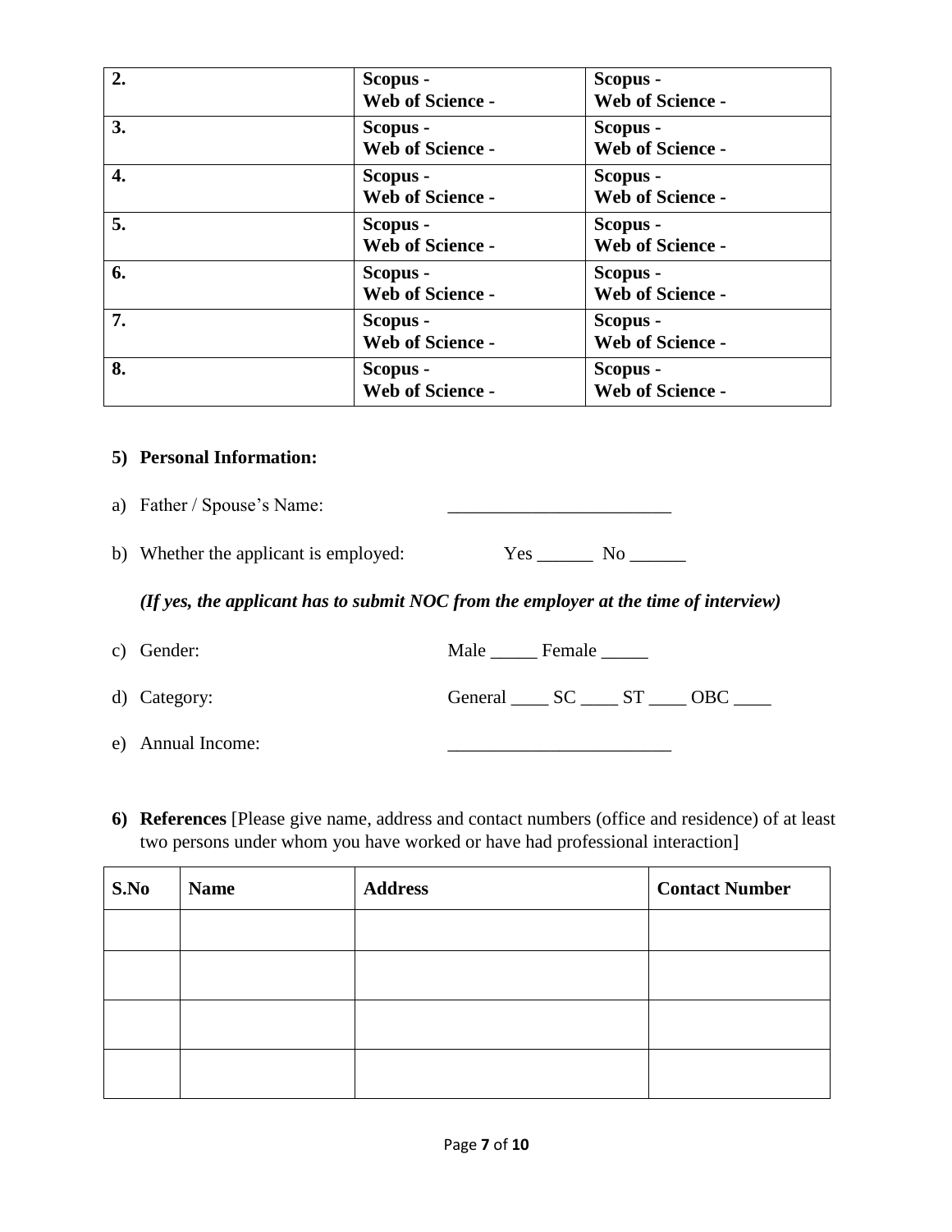| | | |
|---|---|---|
| **2.** | **Scopus -**<br>**Web of Science -** | **Scopus -**<br>**Web of Science -** |
| **3.** | **Scopus -**<br>**Web of Science -** | **Scopus -**<br>**Web of Science -** |
| **4.** | **Scopus -**<br>**Web of Science -** | **Scopus -**<br>**Web of Science -** |
| **5.** | **Scopus -**<br>**Web of Science -** | **Scopus -**<br>**Web of Science -** |
| **6.** | **Scopus -**<br>**Web of Science -** | **Scopus -**<br>**Web of Science -** |
| **7.** | **Scopus -**<br>**Web of Science -** | **Scopus -**<br>**Web of Science -** |
| **8.** | **Scopus -**<br>**Web of Science -** | **Scopus -**<br>**Web of Science -** |

**5) Personal Information:**

a) Father / Spouse's Name: ________________________

b) Whether the applicant is employed: Yes ______ No ______

*(If yes, the applicant has to submit NOC from the employer at the time of interview)*

c) Gender: Male _____ Female _____

d) Category: General ____ SC ____ ST ____ OBC ____

e) Annual Income: ________________________

**6) References** [Please give name, address and contact numbers (office and residence) of at least two persons under whom you have worked or have had professional interaction]

| **S.No** | **Name** | **Address** | **Contact Number** |
|---|---|---|---|
| | | | |
| | | | |
| | | | |
| | | | |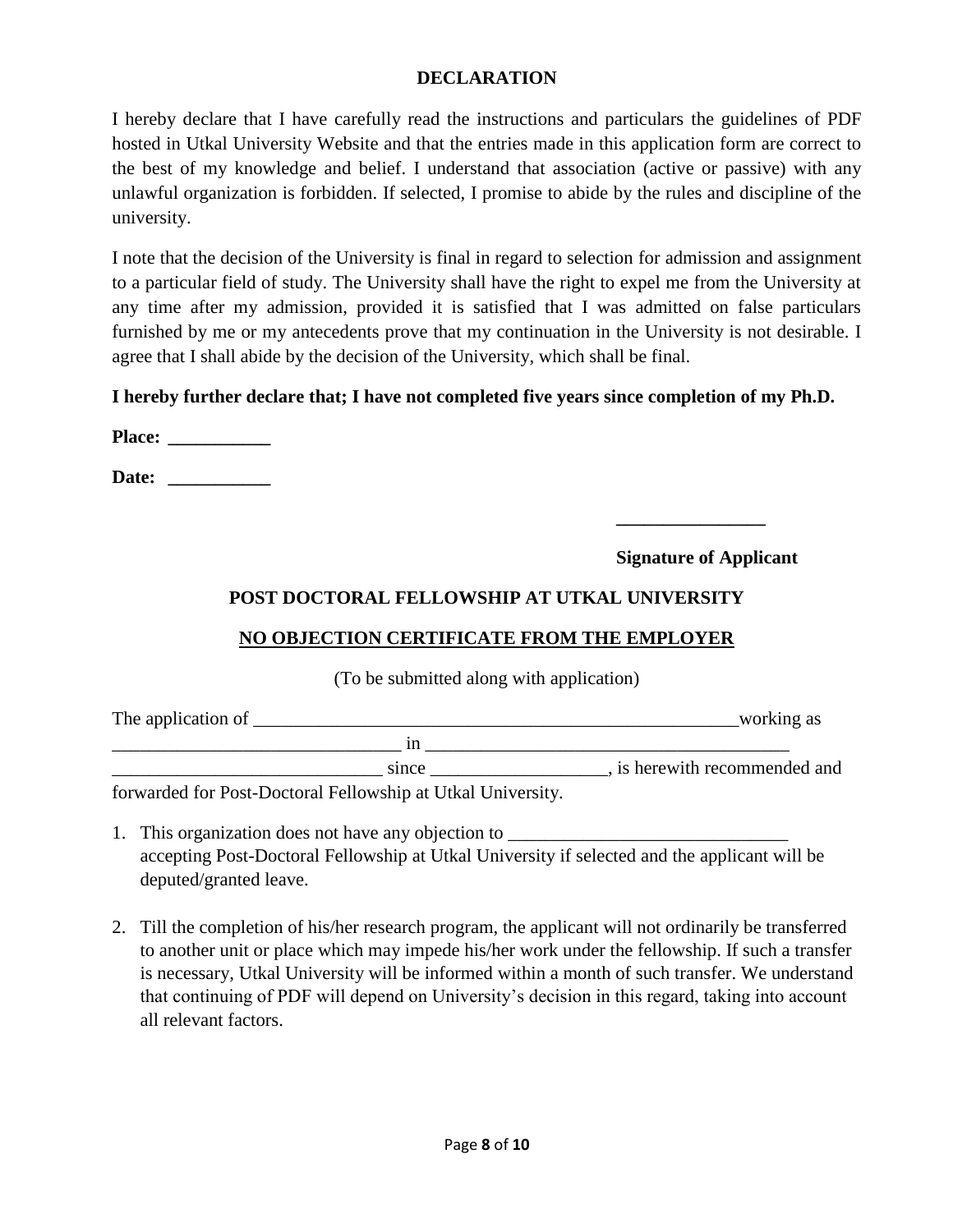## DECLARATION

I hereby declare that I have carefully read the instructions and particulars the guidelines of PDF hosted in Utkal University Website and that the entries made in this application form are correct to the best of my knowledge and belief. I understand that association (active or passive) with any unlawful organization is forbidden. If selected, I promise to abide by the rules and discipline of the university.

I note that the decision of the University is final in regard to selection for admission and assignment to a particular field of study. The University shall have the right to expel me from the University at any time after my admission, provided it is satisfied that I was admitted on false particulars furnished by me or my antecedents prove that my continuation in the University is not desirable. I agree that I shall abide by the decision of the University, which shall be final.

**I hereby further declare that; I have not completed five years since completion of my Ph.D.**

**Place: ___________**

**Date: ___________**

**________________**

**Signature of Applicant**

## POST DOCTORAL FELLOWSHIP AT UTKAL UNIVERSITY

## NO OBJECTION CERTIFICATE FROM THE EMPLOYER

(To be submitted along with application)

The application of ______________________________________________________working as _______________________________ in ______________________________________ _____________________________ since ___________________, is herewith recommended and forwarded for Post-Doctoral Fellowship at Utkal University.

1. This organization does not have any objection to ______________________________ accepting Post-Doctoral Fellowship at Utkal University if selected and the applicant will be deputed/granted leave.

2. Till the completion of his/her research program, the applicant will not ordinarily be transferred to another unit or place which may impede his/her work under the fellowship. If such a transfer is necessary, Utkal University will be informed within a month of such transfer. We understand that continuing of PDF will depend on University's decision in this regard, taking into account all relevant factors.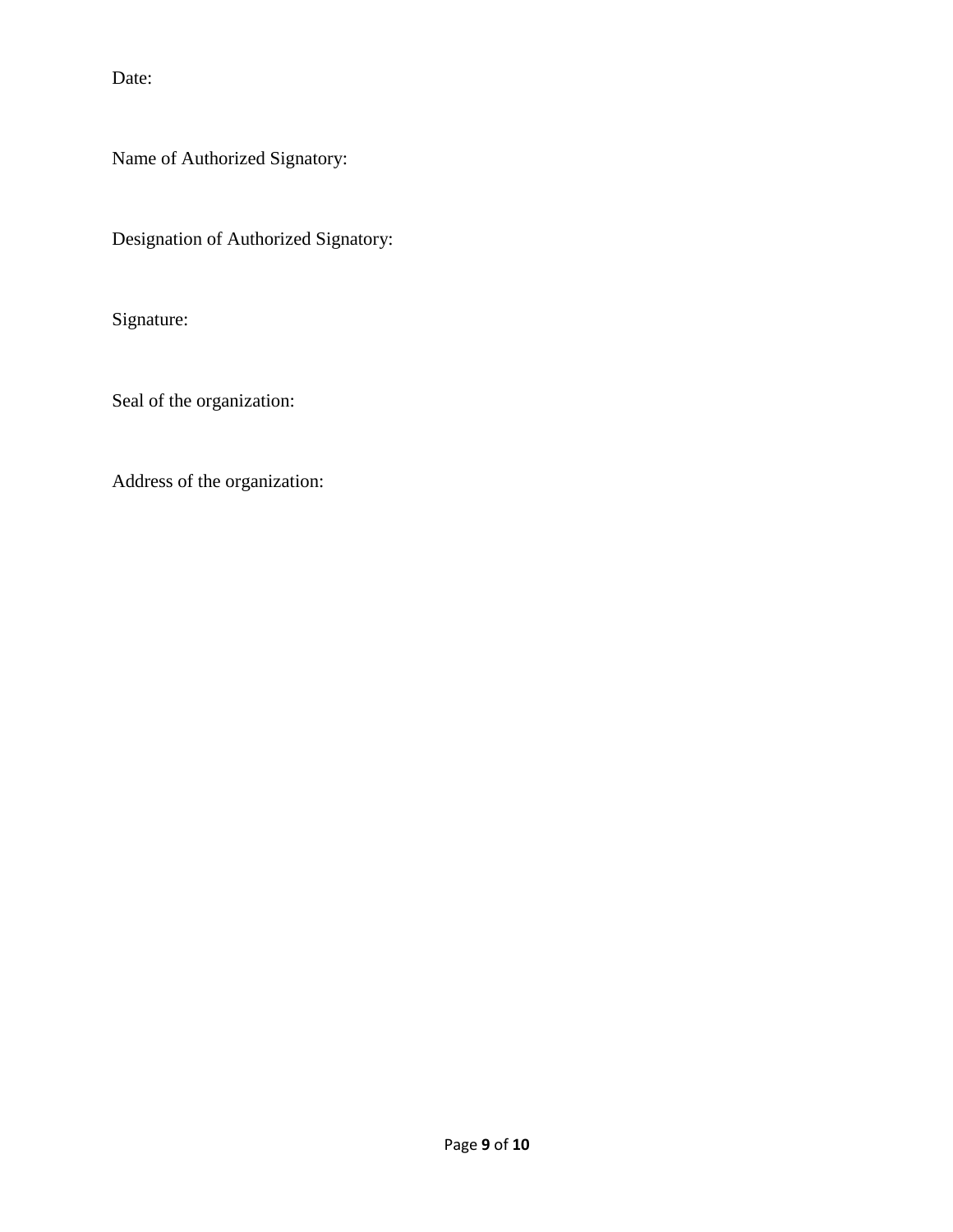Date:

Name of Authorized Signatory:

Designation of Authorized Signatory:

Signature:

Seal of the organization:

Address of the organization: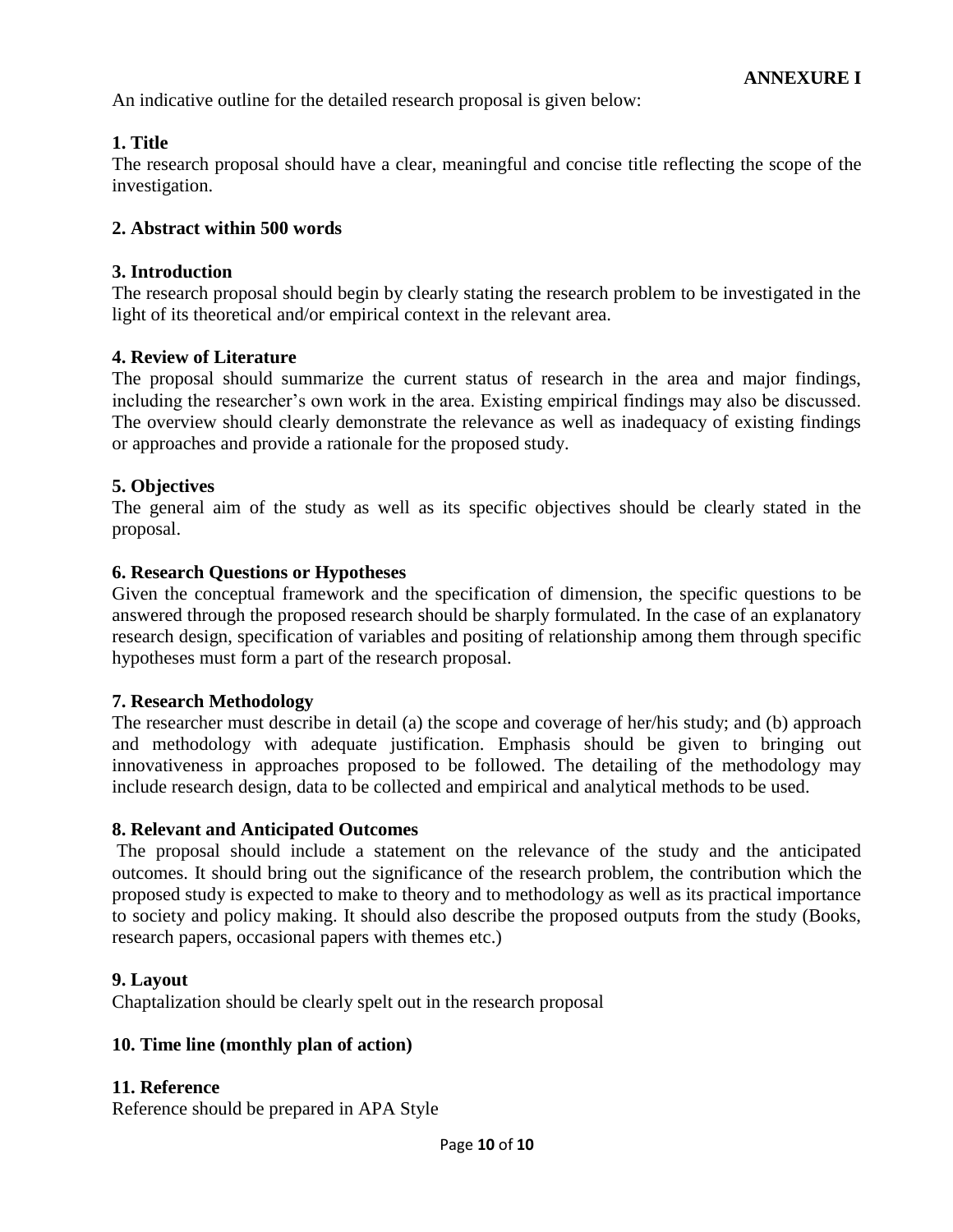**ANNEXURE I**

An indicative outline for the detailed research proposal is given below:

**1. Title**

The research proposal should have a clear, meaningful and concise title reflecting the scope of the investigation.

**2. Abstract within 500 words**

**3. Introduction**

The research proposal should begin by clearly stating the research problem to be investigated in the light of its theoretical and/or empirical context in the relevant area.

**4. Review of Literature**

The proposal should summarize the current status of research in the area and major findings, including the researcher's own work in the area. Existing empirical findings may also be discussed. The overview should clearly demonstrate the relevance as well as inadequacy of existing findings or approaches and provide a rationale for the proposed study.

**5. Objectives**

The general aim of the study as well as its specific objectives should be clearly stated in the proposal.

**6. Research Questions or Hypotheses**

Given the conceptual framework and the specification of dimension, the specific questions to be answered through the proposed research should be sharply formulated. In the case of an explanatory research design, specification of variables and positing of relationship among them through specific hypotheses must form a part of the research proposal.

**7. Research Methodology**

The researcher must describe in detail (a) the scope and coverage of her/his study; and (b) approach and methodology with adequate justification. Emphasis should be given to bringing out innovativeness in approaches proposed to be followed. The detailing of the methodology may include research design, data to be collected and empirical and analytical methods to be used.

**8. Relevant and Anticipated Outcomes**

The proposal should include a statement on the relevance of the study and the anticipated outcomes. It should bring out the significance of the research problem, the contribution which the proposed study is expected to make to theory and to methodology as well as its practical importance to society and policy making. It should also describe the proposed outputs from the study (Books, research papers, occasional papers with themes etc.)

**9. Layout**

Chaptalization should be clearly spelt out in the research proposal

**10. Time line (monthly plan of action)**

**11. Reference**

Reference should be prepared in APA Style